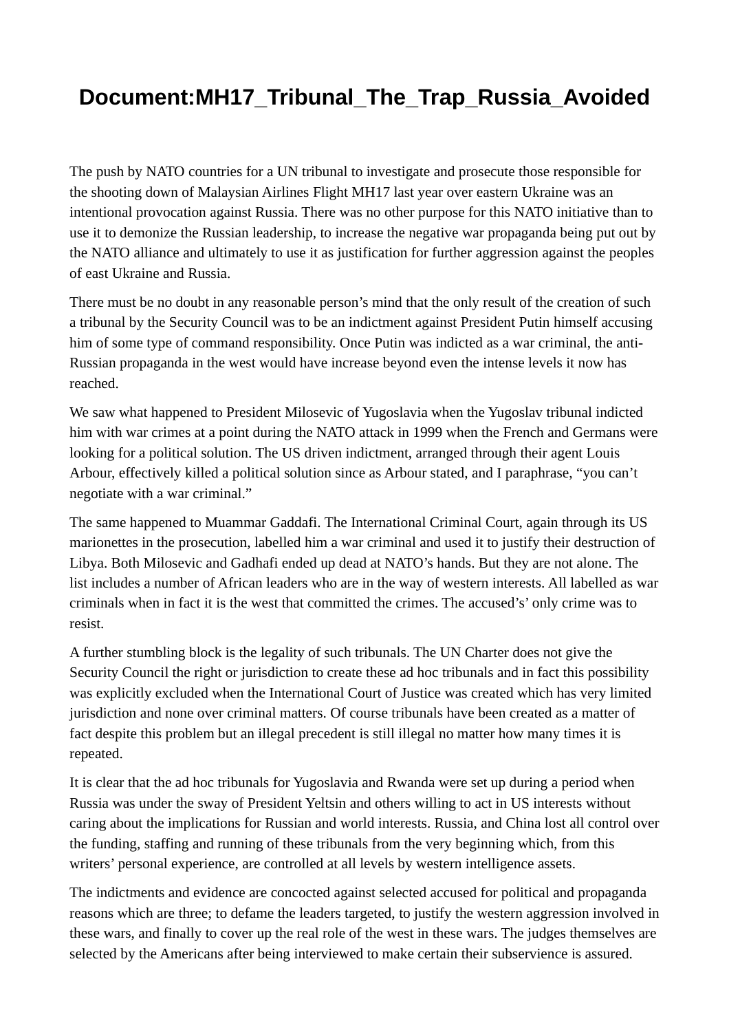# Document:MH17_Tribunal_The_Trap_Russia_Avoided

The push by NATO countries for a UN tribunal to investigate and prosecute those responsible for the shooting down of Malaysian Airlines Flight MH17 last year over eastern Ukraine was an intentional provocation against Russia. There was no other purpose for this NATO initiative than to use it to demonize the Russian leadership, to increase the negative war propaganda being put out by the NATO alliance and ultimately to use it as justification for further aggression against the peoples of east Ukraine and Russia.

There must be no doubt in any reasonable person's mind that the only result of the creation of such a tribunal by the Security Council was to be an indictment against President Putin himself accusing him of some type of command responsibility. Once Putin was indicted as a war criminal, the anti-Russian propaganda in the west would have increase beyond even the intense levels it now has reached.

We saw what happened to President Milosevic of Yugoslavia when the Yugoslav tribunal indicted him with war crimes at a point during the NATO attack in 1999 when the French and Germans were looking for a political solution. The US driven indictment, arranged through their agent Louis Arbour, effectively killed a political solution since as Arbour stated, and I paraphrase, "you can't negotiate with a war criminal."

The same happened to Muammar Gaddafi. The International Criminal Court, again through its US marionettes in the prosecution, labelled him a war criminal and used it to justify their destruction of Libya. Both Milosevic and Gadhafi ended up dead at NATO's hands. But they are not alone. The list includes a number of African leaders who are in the way of western interests. All labelled as war criminals when in fact it is the west that committed the crimes. The accused's' only crime was to resist.

A further stumbling block is the legality of such tribunals. The UN Charter does not give the Security Council the right or jurisdiction to create these ad hoc tribunals and in fact this possibility was explicitly excluded when the International Court of Justice was created which has very limited jurisdiction and none over criminal matters. Of course tribunals have been created as a matter of fact despite this problem but an illegal precedent is still illegal no matter how many times it is repeated.

It is clear that the ad hoc tribunals for Yugoslavia and Rwanda were set up during a period when Russia was under the sway of President Yeltsin and others willing to act in US interests without caring about the implications for Russian and world interests. Russia, and China lost all control over the funding, staffing and running of these tribunals from the very beginning which, from this writers' personal experience, are controlled at all levels by western intelligence assets.

The indictments and evidence are concocted against selected accused for political and propaganda reasons which are three; to defame the leaders targeted, to justify the western aggression involved in these wars, and finally to cover up the real role of the west in these wars. The judges themselves are selected by the Americans after being interviewed to make certain their subservience is assured.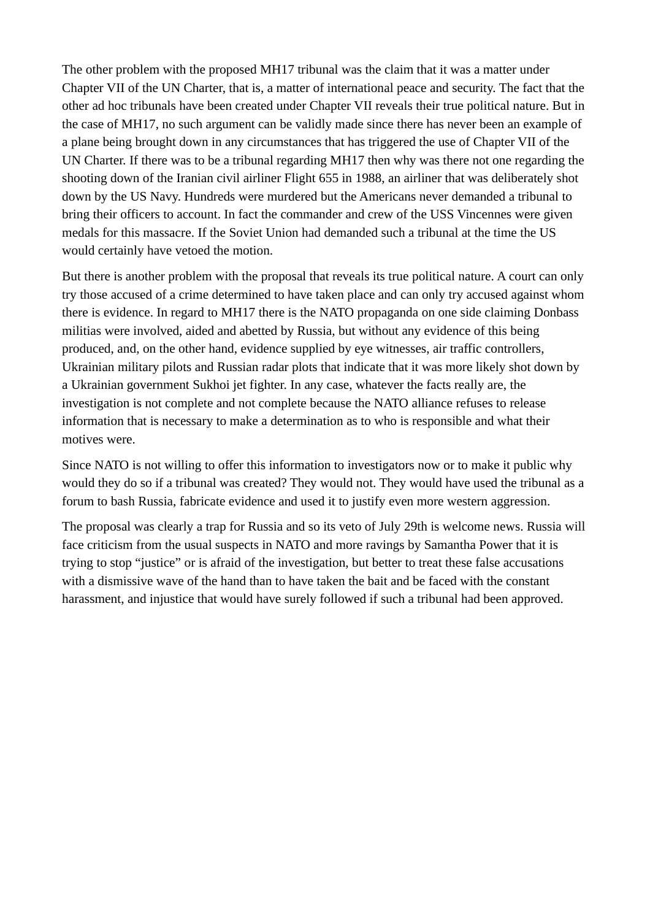The other problem with the proposed MH17 tribunal was the claim that it was a matter under Chapter VII of the UN Charter, that is, a matter of international peace and security. The fact that the other ad hoc tribunals have been created under Chapter VII reveals their true political nature. But in the case of MH17, no such argument can be validly made since there has never been an example of a plane being brought down in any circumstances that has triggered the use of Chapter VII of the UN Charter. If there was to be a tribunal regarding MH17 then why was there not one regarding the shooting down of the Iranian civil airliner Flight 655 in 1988, an airliner that was deliberately shot down by the US Navy. Hundreds were murdered but the Americans never demanded a tribunal to bring their officers to account. In fact the commander and crew of the USS Vincennes were given medals for this massacre. If the Soviet Union had demanded such a tribunal at the time the US would certainly have vetoed the motion.

But there is another problem with the proposal that reveals its true political nature. A court can only try those accused of a crime determined to have taken place and can only try accused against whom there is evidence. In regard to MH17 there is the NATO propaganda on one side claiming Donbass militias were involved, aided and abetted by Russia, but without any evidence of this being produced, and, on the other hand, evidence supplied by eye witnesses, air traffic controllers, Ukrainian military pilots and Russian radar plots that indicate that it was more likely shot down by a Ukrainian government Sukhoi jet fighter. In any case, whatever the facts really are, the investigation is not complete and not complete because the NATO alliance refuses to release information that is necessary to make a determination as to who is responsible and what their motives were.

Since NATO is not willing to offer this information to investigators now or to make it public why would they do so if a tribunal was created? They would not. They would have used the tribunal as a forum to bash Russia, fabricate evidence and used it to justify even more western aggression.

The proposal was clearly a trap for Russia and so its veto of July 29th is welcome news. Russia will face criticism from the usual suspects in NATO and more ravings by Samantha Power that it is trying to stop “justice” or is afraid of the investigation, but better to treat these false accusations with a dismissive wave of the hand than to have taken the bait and be faced with the constant harassment, and injustice that would have surely followed if such a tribunal had been approved.